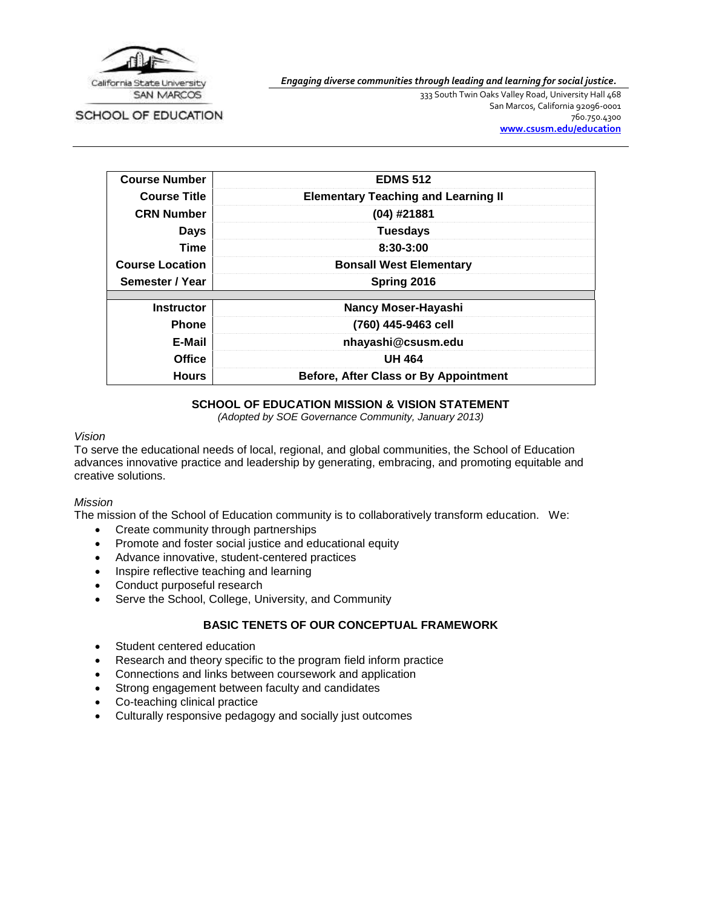California State University SAN MARCOS

SCHOOL OF EDUCATION

***Engaging diverse communities through leading and learning for social justice.***

333 South Twin Oaks Valley Road, University Hall 468
San Marcos, California 92096-0001
760.750.4300
**www.csusm.edu/education**

| | |
|---|---|
| **Course Number** | **EDMS 512** |
| **Course Title** | **Elementary Teaching and Learning II** |
| **CRN Number** | **(04) #21881** |
| **Days** | **Tuesdays** |
| **Time** | **8:30-3:00** |
| **Course Location** | **Bonsall West Elementary** |
| **Semester / Year** | **Spring 2016** |
| | |
| **Instructor** | **Nancy Moser-Hayashi** |
| **Phone** | **(760) 445-9463 cell** |
| **E-Mail** | **nhayashi@csusm.edu** |
| **Office** | **UH 464** |
| **Hours** | **Before, After Class or By Appointment** |

## SCHOOL OF EDUCATION MISSION & VISION STATEMENT

*(Adopted by SOE Governance Community, January 2013)*

*Vision*

To serve the educational needs of local, regional, and global communities, the School of Education advances innovative practice and leadership by generating, embracing, and promoting equitable and creative solutions.

*Mission*

The mission of the School of Education community is to collaboratively transform education. We:

- Create community through partnerships
- Promote and foster social justice and educational equity
- Advance innovative, student-centered practices
- Inspire reflective teaching and learning
- Conduct purposeful research
- Serve the School, College, University, and Community

## BASIC TENETS OF OUR CONCEPTUAL FRAMEWORK

- Student centered education
- Research and theory specific to the program field inform practice
- Connections and links between coursework and application
- Strong engagement between faculty and candidates
- Co-teaching clinical practice
- Culturally responsive pedagogy and socially just outcomes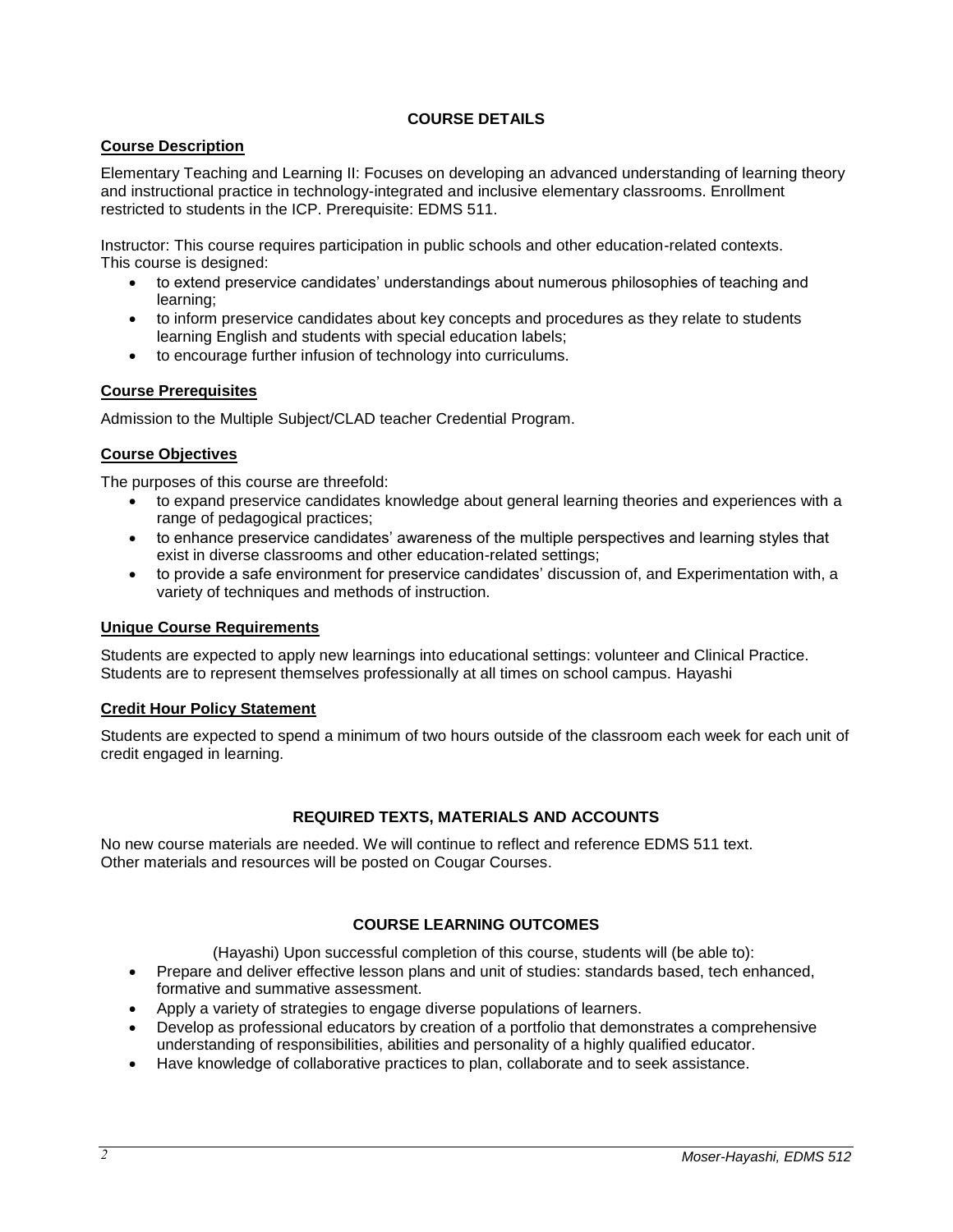## COURSE DETAILS

### Course Description

Elementary Teaching and Learning II: Focuses on developing an advanced understanding of learning theory and instructional practice in technology-integrated and inclusive elementary classrooms. Enrollment restricted to students in the ICP. Prerequisite: EDMS 511.

Instructor: This course requires participation in public schools and other education-related contexts. This course is designed:

- to extend preservice candidates' understandings about numerous philosophies of teaching and learning;
- to inform preservice candidates about key concepts and procedures as they relate to students learning English and students with special education labels;
- to encourage further infusion of technology into curriculums.

### Course Prerequisites

Admission to the Multiple Subject/CLAD teacher Credential Program.

### Course Objectives

The purposes of this course are threefold:

- to expand preservice candidates knowledge about general learning theories and experiences with a range of pedagogical practices;
- to enhance preservice candidates' awareness of the multiple perspectives and learning styles that exist in diverse classrooms and other education-related settings;
- to provide a safe environment for preservice candidates' discussion of, and Experimentation with, a variety of techniques and methods of instruction.

### Unique Course Requirements

Students are expected to apply new learnings into educational settings: volunteer and Clinical Practice. Students are to represent themselves professionally at all times on school campus. Hayashi

### Credit Hour Policy Statement

Students are expected to spend a minimum of two hours outside of the classroom each week for each unit of credit engaged in learning.

## REQUIRED TEXTS, MATERIALS AND ACCOUNTS

No new course materials are needed. We will continue to reflect and reference EDMS 511 text.
Other materials and resources will be posted on Cougar Courses.

## COURSE LEARNING OUTCOMES

(Hayashi) Upon successful completion of this course, students will (be able to):

- Prepare and deliver effective lesson plans and unit of studies: standards based, tech enhanced, formative and summative assessment.
- Apply a variety of strategies to engage diverse populations of learners.
- Develop as professional educators by creation of a portfolio that demonstrates a comprehensive understanding of responsibilities, abilities and personality of a highly qualified educator.
- Have knowledge of collaborative practices to plan, collaborate and to seek assistance.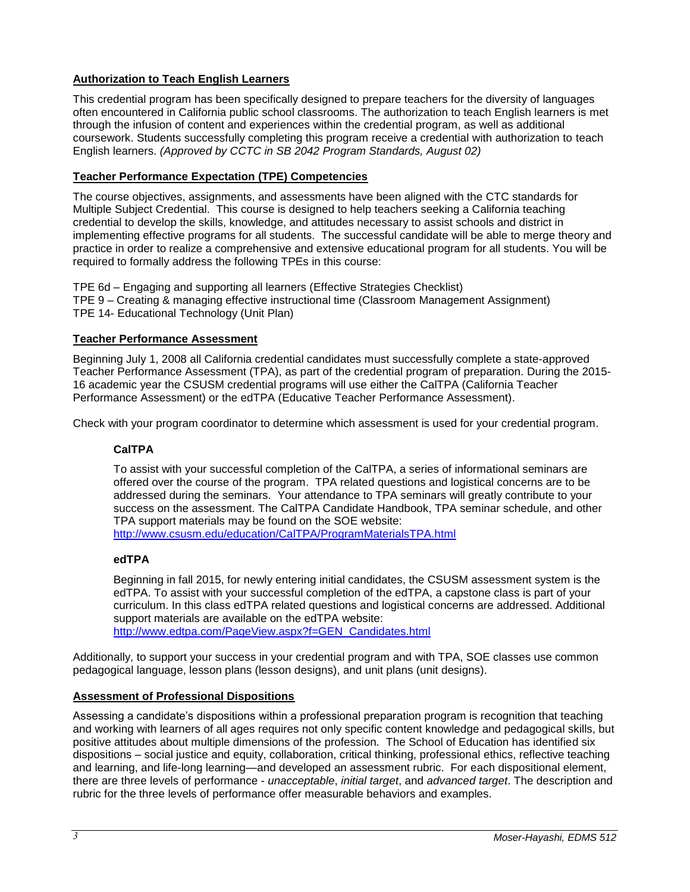## Authorization to Teach English Learners

This credential program has been specifically designed to prepare teachers for the diversity of languages often encountered in California public school classrooms. The authorization to teach English learners is met through the infusion of content and experiences within the credential program, as well as additional coursework. Students successfully completing this program receive a credential with authorization to teach English learners. *(Approved by CCTC in SB 2042 Program Standards, August 02)*

## Teacher Performance Expectation (TPE) Competencies

The course objectives, assignments, and assessments have been aligned with the CTC standards for Multiple Subject Credential. This course is designed to help teachers seeking a California teaching credential to develop the skills, knowledge, and attitudes necessary to assist schools and district in implementing effective programs for all students. The successful candidate will be able to merge theory and practice in order to realize a comprehensive and extensive educational program for all students. You will be required to formally address the following TPEs in this course:

TPE 6d – Engaging and supporting all learners (Effective Strategies Checklist)
TPE 9 – Creating & managing effective instructional time (Classroom Management Assignment)
TPE 14- Educational Technology (Unit Plan)

## Teacher Performance Assessment

Beginning July 1, 2008 all California credential candidates must successfully complete a state-approved Teacher Performance Assessment (TPA), as part of the credential program of preparation. During the 2015-16 academic year the CSUSM credential programs will use either the CalTPA (California Teacher Performance Assessment) or the edTPA (Educative Teacher Performance Assessment).

Check with your program coordinator to determine which assessment is used for your credential program.

### CalTPA

To assist with your successful completion of the CalTPA, a series of informational seminars are offered over the course of the program. TPA related questions and logistical concerns are to be addressed during the seminars. Your attendance to TPA seminars will greatly contribute to your success on the assessment. The CalTPA Candidate Handbook, TPA seminar schedule, and other TPA support materials may be found on the SOE website:
http://www.csusm.edu/education/CalTPA/ProgramMaterialsTPA.html

### edTPA

Beginning in fall 2015, for newly entering initial candidates, the CSUSM assessment system is the edTPA. To assist with your successful completion of the edTPA, a capstone class is part of your curriculum. In this class edTPA related questions and logistical concerns are addressed. Additional support materials are available on the edTPA website:
http://www.edtpa.com/PageView.aspx?f=GEN_Candidates.html

Additionally, to support your success in your credential program and with TPA, SOE classes use common pedagogical language, lesson plans (lesson designs), and unit plans (unit designs).

## Assessment of Professional Dispositions

Assessing a candidate's dispositions within a professional preparation program is recognition that teaching and working with learners of all ages requires not only specific content knowledge and pedagogical skills, but positive attitudes about multiple dimensions of the profession. The School of Education has identified six dispositions – social justice and equity, collaboration, critical thinking, professional ethics, reflective teaching and learning, and life-long learning—and developed an assessment rubric. For each dispositional element, there are three levels of performance - *unacceptable*, *initial target*, and *advanced target*. The description and rubric for the three levels of performance offer measurable behaviors and examples.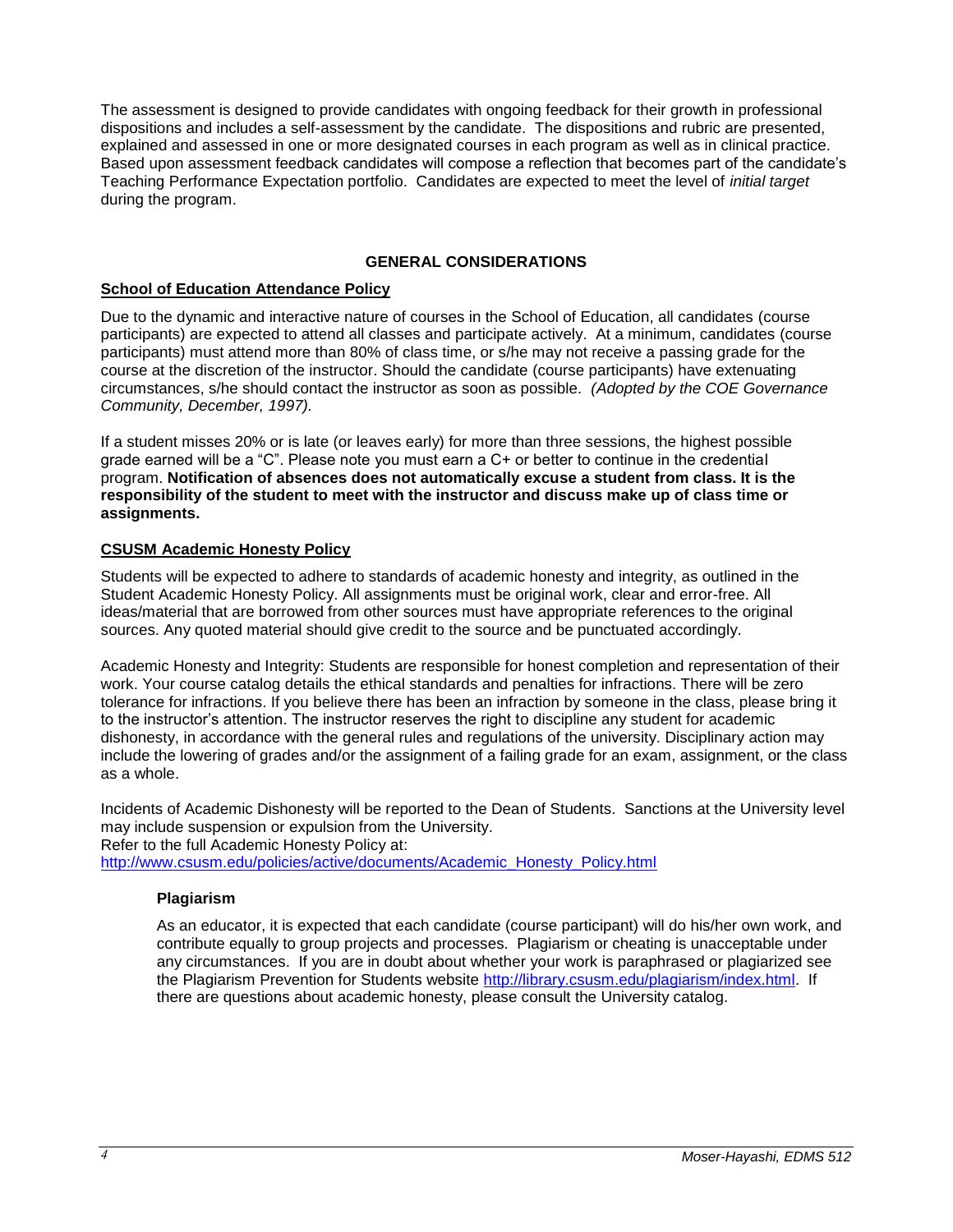The assessment is designed to provide candidates with ongoing feedback for their growth in professional dispositions and includes a self-assessment by the candidate. The dispositions and rubric are presented, explained and assessed in one or more designated courses in each program as well as in clinical practice. Based upon assessment feedback candidates will compose a reflection that becomes part of the candidate's Teaching Performance Expectation portfolio. Candidates are expected to meet the level of *initial target* during the program.

## GENERAL CONSIDERATIONS

### School of Education Attendance Policy

Due to the dynamic and interactive nature of courses in the School of Education, all candidates (course participants) are expected to attend all classes and participate actively. At a minimum, candidates (course participants) must attend more than 80% of class time, or s/he may not receive a passing grade for the course at the discretion of the instructor. Should the candidate (course participants) have extenuating circumstances, s/he should contact the instructor as soon as possible. *(Adopted by the COE Governance Community, December, 1997).*

If a student misses 20% or is late (or leaves early) for more than three sessions, the highest possible grade earned will be a "C". Please note you must earn a C+ or better to continue in the credential program. **Notification of absences does not automatically excuse a student from class. It is the responsibility of the student to meet with the instructor and discuss make up of class time or assignments.**

### CSUSM Academic Honesty Policy

Students will be expected to adhere to standards of academic honesty and integrity, as outlined in the Student Academic Honesty Policy. All assignments must be original work, clear and error-free. All ideas/material that are borrowed from other sources must have appropriate references to the original sources. Any quoted material should give credit to the source and be punctuated accordingly.

Academic Honesty and Integrity: Students are responsible for honest completion and representation of their work. Your course catalog details the ethical standards and penalties for infractions. There will be zero tolerance for infractions. If you believe there has been an infraction by someone in the class, please bring it to the instructor's attention. The instructor reserves the right to discipline any student for academic dishonesty, in accordance with the general rules and regulations of the university. Disciplinary action may include the lowering of grades and/or the assignment of a failing grade for an exam, assignment, or the class as a whole.

Incidents of Academic Dishonesty will be reported to the Dean of Students. Sanctions at the University level may include suspension or expulsion from the University.
Refer to the full Academic Honesty Policy at:
http://www.csusm.edu/policies/active/documents/Academic_Honesty_Policy.html

#### Plagiarism

As an educator, it is expected that each candidate (course participant) will do his/her own work, and contribute equally to group projects and processes. Plagiarism or cheating is unacceptable under any circumstances. If you are in doubt about whether your work is paraphrased or plagiarized see the Plagiarism Prevention for Students website http://library.csusm.edu/plagiarism/index.html. If there are questions about academic honesty, please consult the University catalog.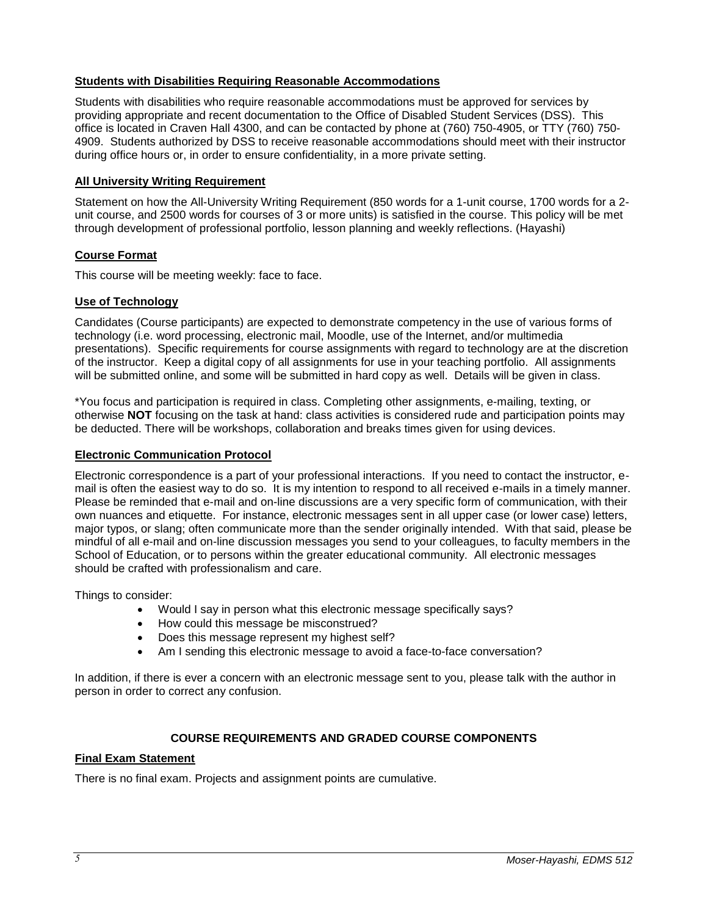### **Students with Disabilities Requiring Reasonable Accommodations**

Students with disabilities who require reasonable accommodations must be approved for services by providing appropriate and recent documentation to the Office of Disabled Student Services (DSS). This office is located in Craven Hall 4300, and can be contacted by phone at (760) 750-4905, or TTY (760) 750-4909. Students authorized by DSS to receive reasonable accommodations should meet with their instructor during office hours or, in order to ensure confidentiality, in a more private setting.

### **All University Writing Requirement**

Statement on how the All-University Writing Requirement (850 words for a 1-unit course, 1700 words for a 2-unit course, and 2500 words for courses of 3 or more units) is satisfied in the course. This policy will be met through development of professional portfolio, lesson planning and weekly reflections. (Hayashi)

### **Course Format**

This course will be meeting weekly: face to face.

### **Use of Technology**

Candidates (Course participants) are expected to demonstrate competency in the use of various forms of technology (i.e. word processing, electronic mail, Moodle, use of the Internet, and/or multimedia presentations). Specific requirements for course assignments with regard to technology are at the discretion of the instructor. Keep a digital copy of all assignments for use in your teaching portfolio. All assignments will be submitted online, and some will be submitted in hard copy as well. Details will be given in class.

*You focus and participation is required in class. Completing other assignments, e-mailing, texting, or otherwise **NOT** focusing on the task at hand: class activities is considered rude and participation points may be deducted. There will be workshops, collaboration and breaks times given for using devices.

### **Electronic Communication Protocol**

Electronic correspondence is a part of your professional interactions. If you need to contact the instructor, e-mail is often the easiest way to do so. It is my intention to respond to all received e-mails in a timely manner. Please be reminded that e-mail and on-line discussions are a very specific form of communication, with their own nuances and etiquette. For instance, electronic messages sent in all upper case (or lower case) letters, major typos, or slang; often communicate more than the sender originally intended. With that said, please be mindful of all e-mail and on-line discussion messages you send to your colleagues, to faculty members in the School of Education, or to persons within the greater educational community. All electronic messages should be crafted with professionalism and care.

Things to consider:

- Would I say in person what this electronic message specifically says?
- How could this message be misconstrued?
- Does this message represent my highest self?
- Am I sending this electronic message to avoid a face-to-face conversation?

In addition, if there is ever a concern with an electronic message sent to you, please talk with the author in person in order to correct any confusion.

## **COURSE REQUIREMENTS AND GRADED COURSE COMPONENTS**

### **Final Exam Statement**

There is no final exam. Projects and assignment points are cumulative.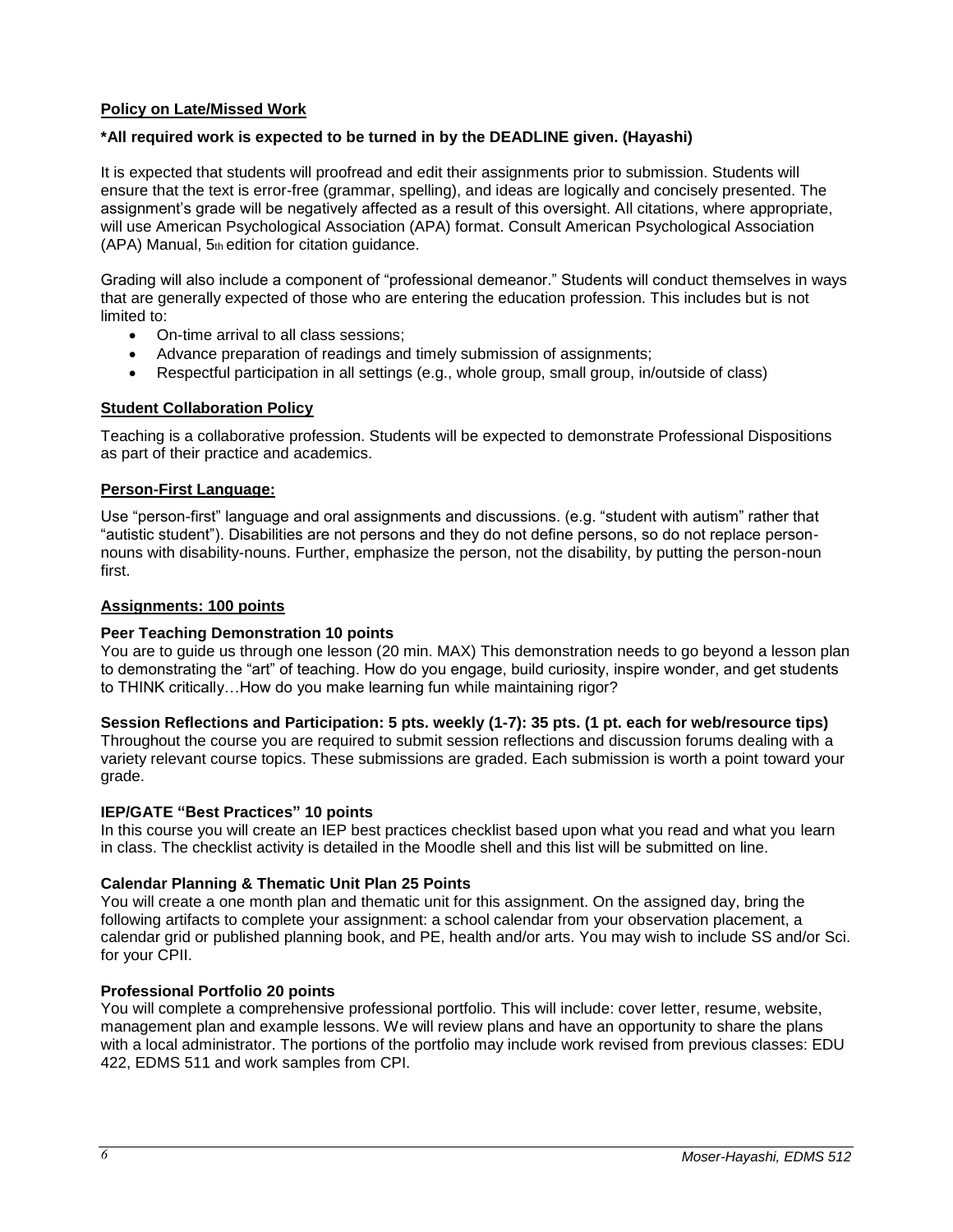**Policy on Late/Missed Work**

**\*All required work is expected to be turned in by the DEADLINE given. (Hayashi)**

It is expected that students will proofread and edit their assignments prior to submission. Students will ensure that the text is error-free (grammar, spelling), and ideas are logically and concisely presented. The assignment's grade will be negatively affected as a result of this oversight. All citations, where appropriate, will use American Psychological Association (APA) format. Consult American Psychological Association (APA) Manual, 5th edition for citation guidance.

Grading will also include a component of "professional demeanor." Students will conduct themselves in ways that are generally expected of those who are entering the education profession. This includes but is not limited to:

- On-time arrival to all class sessions;
- Advance preparation of readings and timely submission of assignments;
- Respectful participation in all settings (e.g., whole group, small group, in/outside of class)

**Student Collaboration Policy**

Teaching is a collaborative profession. Students will be expected to demonstrate Professional Dispositions as part of their practice and academics.

**Person-First Language:**

Use "person-first" language and oral assignments and discussions. (e.g. "student with autism" rather that "autistic student"). Disabilities are not persons and they do not define persons, so do not replace person-nouns with disability-nouns. Further, emphasize the person, not the disability, by putting the person-noun first.

**Assignments: 100 points**

**Peer Teaching Demonstration 10 points**
You are to guide us through one lesson (20 min. MAX) This demonstration needs to go beyond a lesson plan to demonstrating the "art" of teaching. How do you engage, build curiosity, inspire wonder, and get students to THINK critically…How do you make learning fun while maintaining rigor?

**Session Reflections and Participation: 5 pts. weekly (1-7): 35 pts. (1 pt. each for web/resource tips)**
Throughout the course you are required to submit session reflections and discussion forums dealing with a variety relevant course topics. These submissions are graded. Each submission is worth a point toward your grade.

**IEP/GATE "Best Practices" 10 points**
In this course you will create an IEP best practices checklist based upon what you read and what you learn in class. The checklist activity is detailed in the Moodle shell and this list will be submitted on line.

**Calendar Planning & Thematic Unit Plan 25 Points**
You will create a one month plan and thematic unit for this assignment. On the assigned day, bring the following artifacts to complete your assignment: a school calendar from your observation placement, a calendar grid or published planning book, and PE, health and/or arts. You may wish to include SS and/or Sci. for your CPII.

**Professional Portfolio 20 points**
You will complete a comprehensive professional portfolio. This will include: cover letter, resume, website, management plan and example lessons. We will review plans and have an opportunity to share the plans with a local administrator. The portions of the portfolio may include work revised from previous classes: EDU 422, EDMS 511 and work samples from CPI.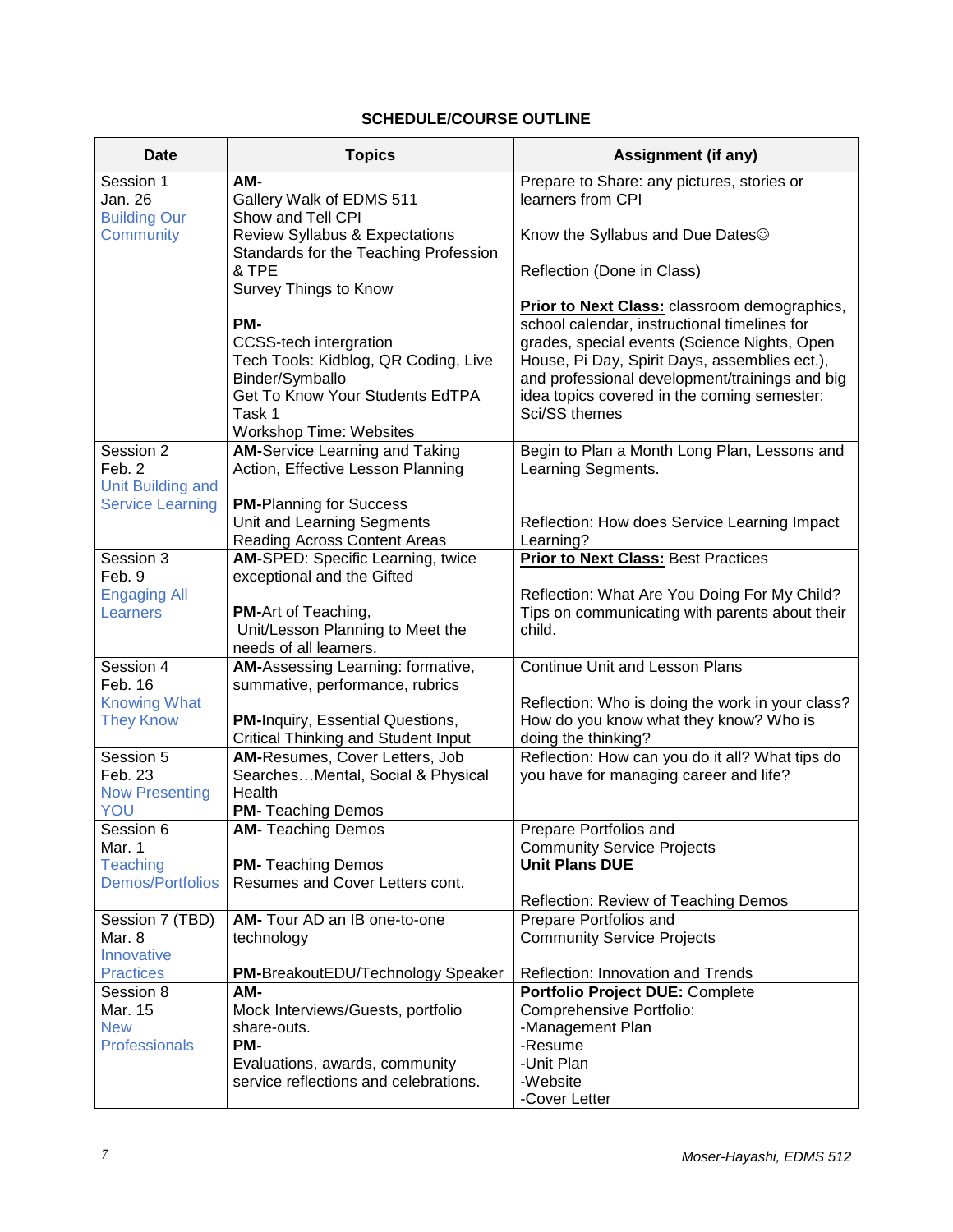**SCHEDULE/COURSE OUTLINE**

| Date | Topics | Assignment (if any) |
|---|---|---|
| Session 1<br>Jan. 26<br>Building Our Community | **AM-**<br>Gallery Walk of EDMS 511<br>Show and Tell CPI<br>Review Syllabus & Expectations<br>Standards for the Teaching Profession & TPE<br>Survey Things to Know<br><br>**PM-**<br>CCSS-tech intergration<br>Tech Tools: Kidblog, QR Coding, Live Binder/Symballo<br>Get To Know Your Students EdTPA Task 1<br>Workshop Time: Websites | Prepare to Share: any pictures, stories or learners from CPI<br><br>Know the Syllabus and Due Dates☺<br><br>Reflection (Done in Class)<br><br>**<u>Prior to Next Class:</u>** classroom demographics, school calendar, instructional timelines for grades, special events (Science Nights, Open House, Pi Day, Spirit Days, assemblies ect.), and professional development/trainings and big idea topics covered in the coming semester: Sci/SS themes |
| Session 2<br>Feb. 2<br>Unit Building and Service Learning | **AM-**Service Learning and Taking Action, Effective Lesson Planning<br><br>**PM-**Planning for Success<br>Unit and Learning Segments<br>Reading Across Content Areas | Begin to Plan a Month Long Plan, Lessons and Learning Segments.<br><br>Reflection: How does Service Learning Impact Learning? |
| Session 3<br>Feb. 9<br>Engaging All Learners | **AM-**SPED: Specific Learning, twice exceptional and the Gifted<br><br>**PM-**Art of Teaching,<br>Unit/Lesson Planning to Meet the needs of all learners. | **<u>Prior to Next Class:</u>** Best Practices<br><br>Reflection: What Are You Doing For My Child? Tips on communicating with parents about their child. |
| Session 4<br>Feb. 16<br>Knowing What They Know | **AM-**Assessing Learning: formative, summative, performance, rubrics<br><br>**PM-**Inquiry, Essential Questions, Critical Thinking and Student Input | Continue Unit and Lesson Plans<br><br>Reflection: Who is doing the work in your class? How do you know what they know? Who is doing the thinking? |
| Session 5<br>Feb. 23<br>Now Presenting YOU | **AM-**Resumes, Cover Letters, Job Searches…Mental, Social & Physical Health<br>**PM-** Teaching Demos | Reflection: How can you do it all? What tips do you have for managing career and life? |
| Session 6<br>Mar. 1<br>Teaching Demos/Portfolios | **AM-** Teaching Demos<br><br>**PM-** Teaching Demos<br>Resumes and Cover Letters cont. | Prepare Portfolios and Community Service Projects<br>**Unit Plans DUE**<br><br>Reflection: Review of Teaching Demos |
| Session 7 (TBD)<br>Mar. 8<br>Innovative Practices | **AM-** Tour AD an IB one-to-one technology<br><br>**PM-**BreakoutEDU/Technology Speaker | Prepare Portfolios and Community Service Projects<br><br>Reflection: Innovation and Trends |
| Session 8<br>Mar. 15<br>New Professionals | **AM-**<br>Mock Interviews/Guests, portfolio share-outs.<br>**PM-**<br>Evaluations, awards, community service reflections and celebrations. | **Portfolio Project DUE:** Complete Comprehensive Portfolio:<br>-Management Plan<br>-Resume<br>-Unit Plan<br>-Website<br>-Cover Letter |